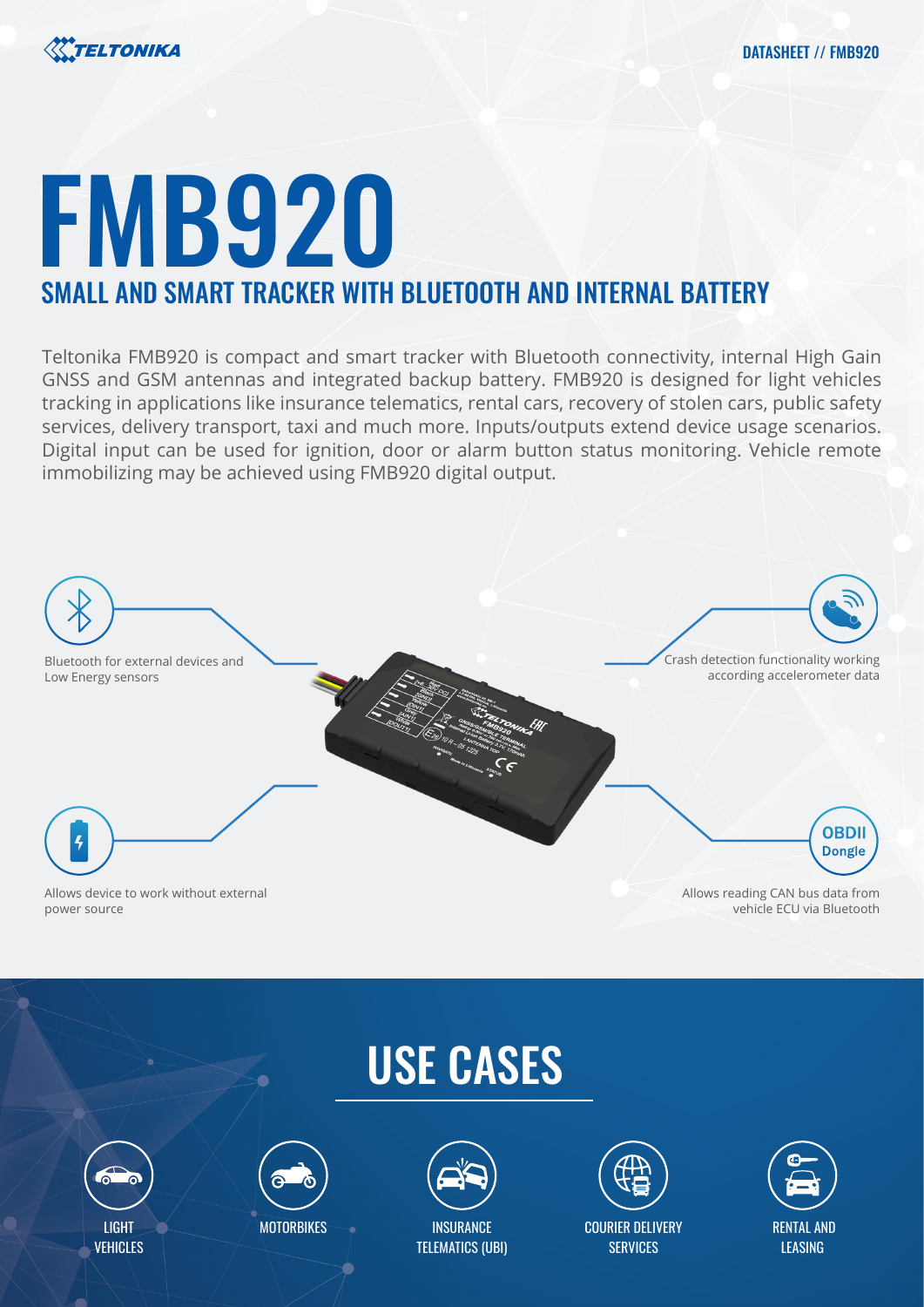# FMB920

## SMALL AND SMART TRACKER WITH BLUETOOTH AND INTERNAL BATTERY

Teltonika FMB920 is compact and smart tracker with Bluetooth connectivity, internal High Gain GNSS and GSM antennas and integrated backup battery. FMB920 is designed for light vehicles tracking in applications like insurance telematics, rental cars, recovery of stolen cars, public safety services, delivery transport, taxi and much more. Inputs/outputs extend device usage scenarios. Digital input can be used for ignition, door or alarm button status monitoring. Vehicle remote immobilizing may be achieved using FMB920 digital output.

Bluetooth for external devices and Low Energy sensors

Crash detection functionality working according accelerometer data

Allows device to work without external power source

Allows reading CAN bus data from vehicle ECU via Bluetooth

## USE CASES

- LIGHT VEHICLES
- MOTORBIKES
- INSURANCE TELEMATICS (UBI)
- COURIER DELIVERY SERVICES
- RENTAL AND LEASING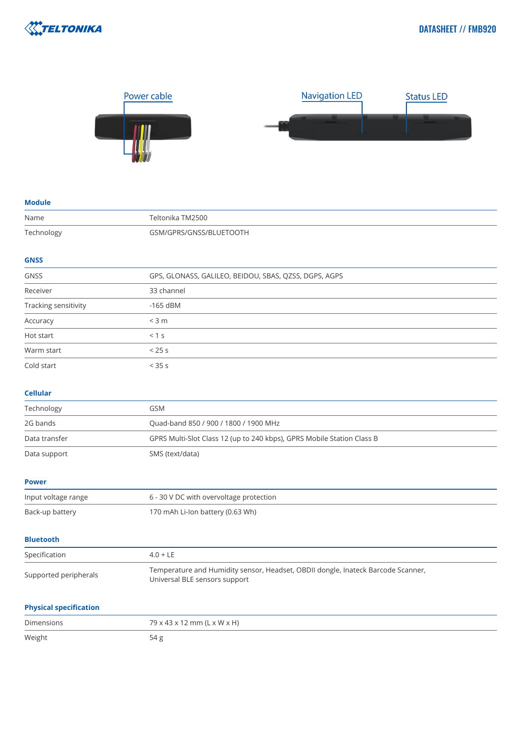Power cable

Navigation LED

Status LED

## Module

| | |
|---|---|
| Name | Teltonika TM2500 |
| Technology | GSM/GPRS/GNSS/BLUETOOTH |

## GNSS

| | |
|---|---|
| GNSS | GPS, GLONASS, GALILEO, BEIDOU, SBAS, QZSS, DGPS, AGPS |
| Receiver | 33 channel |
| Tracking sensitivity | -165 dBM |
| Accuracy | < 3 m |
| Hot start | < 1 s |
| Warm start | < 25 s |
| Cold start | < 35 s |

## Cellular

| | |
|---|---|
| Technology | GSM |
| 2G bands | Quad-band 850 / 900 / 1800 / 1900 MHz |
| Data transfer | GPRS Multi-Slot Class 12 (up to 240 kbps), GPRS Mobile Station Class B |
| Data support | SMS (text/data) |

## Power

| | |
|---|---|
| Input voltage range | 6 - 30 V DC with overvoltage protection |
| Back-up battery | 170 mAh Li-Ion battery (0.63 Wh) |

## Bluetooth

| | |
|---|---|
| Specification | 4.0 + LE |
| Supported peripherals | Temperature and Humidity sensor, Headset, OBDII dongle, Inateck Barcode Scanner, Universal BLE sensors support |

## Physical specification

| | |
|---|---|
| Dimensions | 79 x 43 x 12 mm (L x W x H) |
| Weight | 54 g |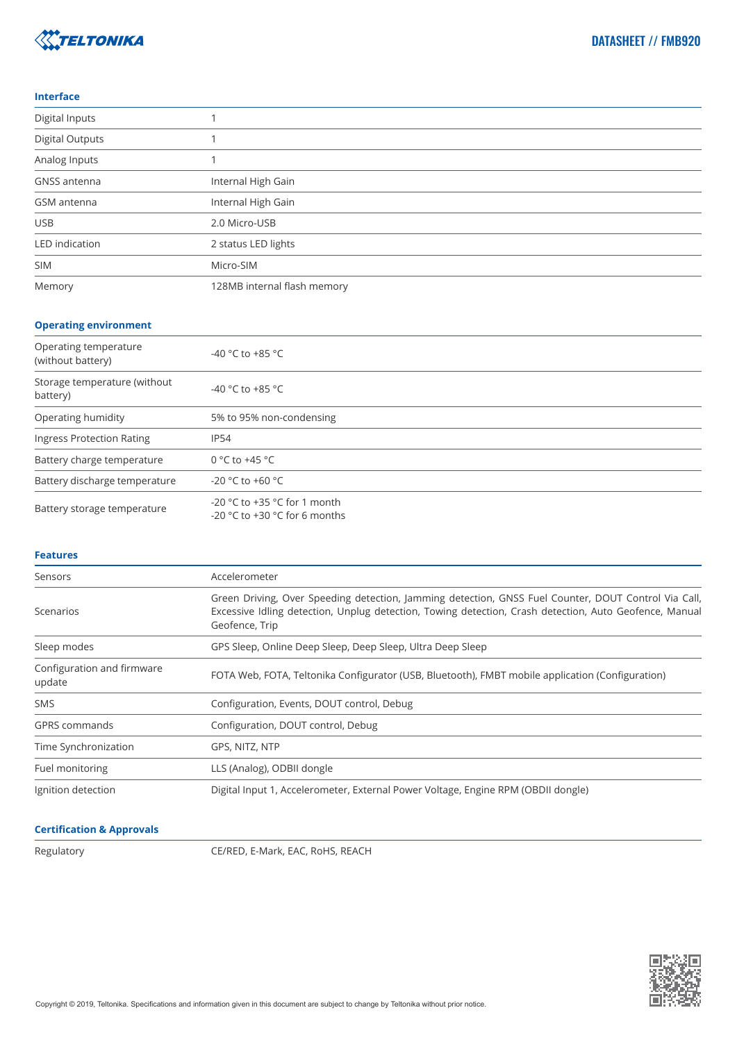## Interface

| | |
|---|---|
| Digital Inputs | 1 |
| Digital Outputs | 1 |
| Analog Inputs | 1 |
| GNSS antenna | Internal High Gain |
| GSM antenna | Internal High Gain |
| USB | 2.0 Micro-USB |
| LED indication | 2 status LED lights |
| SIM | Micro-SIM |
| Memory | 128MB internal flash memory |

## Operating environment

| | |
|---|---|
| Operating temperature (without battery) | -40 °C to +85 °C |
| Storage temperature (without battery) | -40 °C to +85 °C |
| Operating humidity | 5% to 95% non-condensing |
| Ingress Protection Rating | IP54 |
| Battery charge temperature | 0 °C to +45 °C |
| Battery discharge temperature | -20 °C to +60 °C |
| Battery storage temperature | -20 °C to +35 °C for 1 month<br>-20 °C to +30 °C for 6 months |

## Features

| | |
|---|---|
| Sensors | Accelerometer |
| Scenarios | Green Driving, Over Speeding detection, Jamming detection, GNSS Fuel Counter, DOUT Control Via Call, Excessive Idling detection, Unplug detection, Towing detection, Crash detection, Auto Geofence, Manual Geofence, Trip |
| Sleep modes | GPS Sleep, Online Deep Sleep, Deep Sleep, Ultra Deep Sleep |
| Configuration and firmware update | FOTA Web, FOTA, Teltonika Configurator (USB, Bluetooth), FMBT mobile application (Configuration) |
| SMS | Configuration, Events, DOUT control, Debug |
| GPRS commands | Configuration, DOUT control, Debug |
| Time Synchronization | GPS, NITZ, NTP |
| Fuel monitoring | LLS (Analog), ODBII dongle |
| Ignition detection | Digital Input 1, Accelerometer, External Power Voltage, Engine RPM (OBDII dongle) |

## Certification & Approvals

| | |
|---|---|
| Regulatory | CE/RED, E-Mark, EAC, RoHS, REACH |

Copyright © 2019, Teltonika. Specifications and information given in this document are subject to change by Teltonika without prior notice.